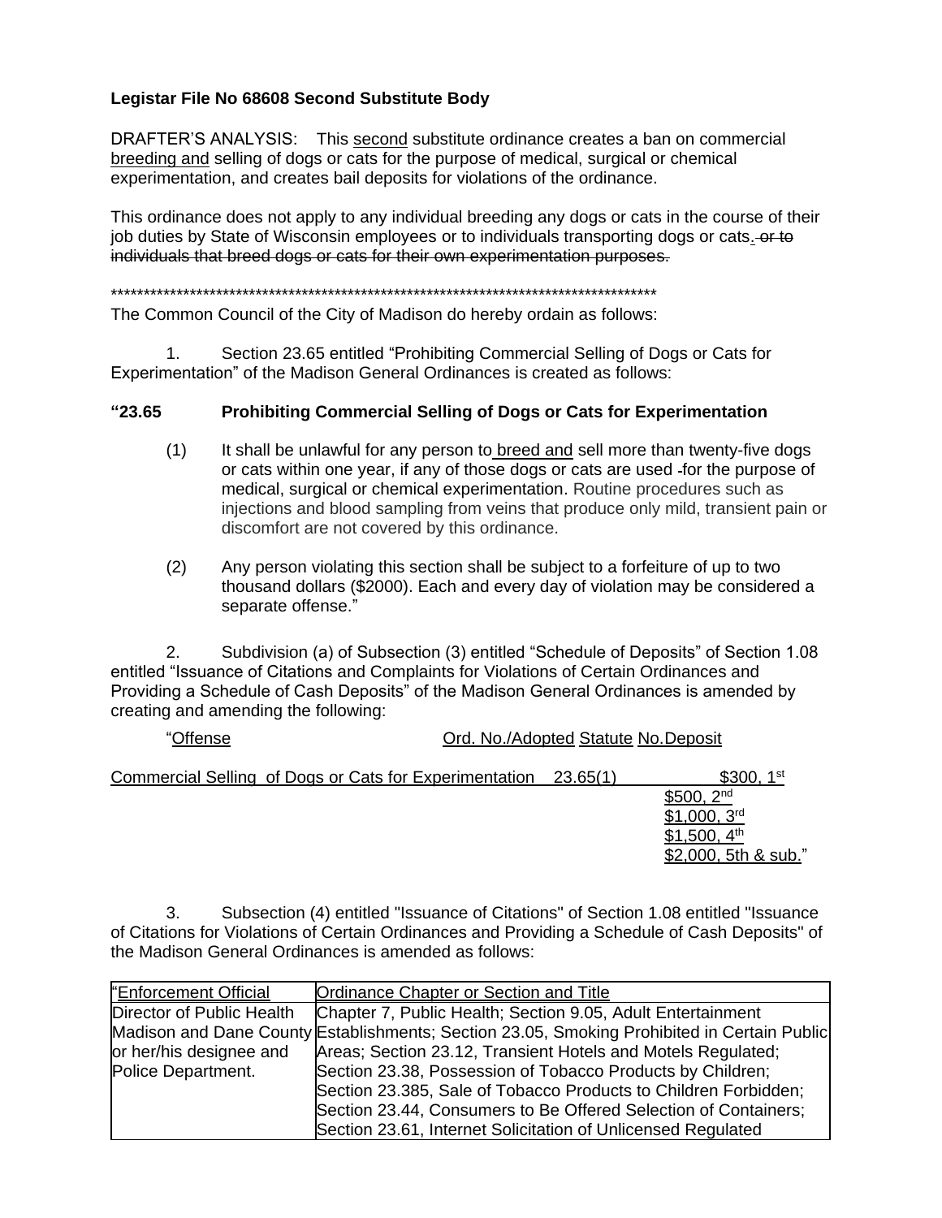**Legistar File No 68608 Second Substitute Body**

DRAFTER'S ANALYSIS: This second substitute ordinance creates a ban on commercial breeding and selling of dogs or cats for the purpose of medical, surgical or chemical experimentation, and creates bail deposits for violations of the ordinance.

This ordinance does not apply to any individual breeding any dogs or cats in the course of their job duties by State of Wisconsin employees or to individuals transporting dogs or cats. ~~or to individuals that breed dogs or cats for their own experimentation purposes.~~

************************************************************************************

The Common Council of the City of Madison do hereby ordain as follows:

1. Section 23.65 entitled "Prohibiting Commercial Selling of Dogs or Cats for Experimentation" of the Madison General Ordinances is created as follows:

**"23.65 Prohibiting Commercial Selling of Dogs or Cats for Experimentation**

(1) It shall be unlawful for any person to breed and sell more than twenty-five dogs or cats within one year, if any of those dogs or cats are used for the purpose of medical, surgical or chemical experimentation. Routine procedures such as injections and blood sampling from veins that produce only mild, transient pain or discomfort are not covered by this ordinance.

(2) Any person violating this section shall be subject to a forfeiture of up to two thousand dollars ($2000). Each and every day of violation may be considered a separate offense."

2. Subdivision (a) of Subsection (3) entitled "Schedule of Deposits" of Section 1.08 entitled "Issuance of Citations and Complaints for Violations of Certain Ordinances and Providing a Schedule of Cash Deposits" of the Madison General Ordinances is amended by creating and amending the following:

| "Offense | Ord. No./Adopted Statute No. | Deposit |
|---|---|---|
| Commercial Selling of Dogs or Cats for Experimentation | 23.65(1) | $300, 1st |
| | | $500, 2nd |
| | | $1,000, 3rd |
| | | $1,500, 4th |
| | | $2,000, 5th & sub." |

3. Subsection (4) entitled "Issuance of Citations" of Section 1.08 entitled "Issuance of Citations for Violations of Certain Ordinances and Providing a Schedule of Cash Deposits" of the Madison General Ordinances is amended as follows:

| "Enforcement Official | Ordinance Chapter or Section and Title |
|---|---|
| Director of Public Health Madison and Dane County or her/his designee and Police Department. | Chapter 7, Public Health; Section 9.05, Adult Entertainment Establishments; Section 23.05, Smoking Prohibited in Certain Public Areas; Section 23.12, Transient Hotels and Motels Regulated; Section 23.38, Possession of Tobacco Products by Children; Section 23.385, Sale of Tobacco Products to Children Forbidden; Section 23.44, Consumers to Be Offered Selection of Containers; Section 23.61, Internet Solicitation of Unlicensed Regulated |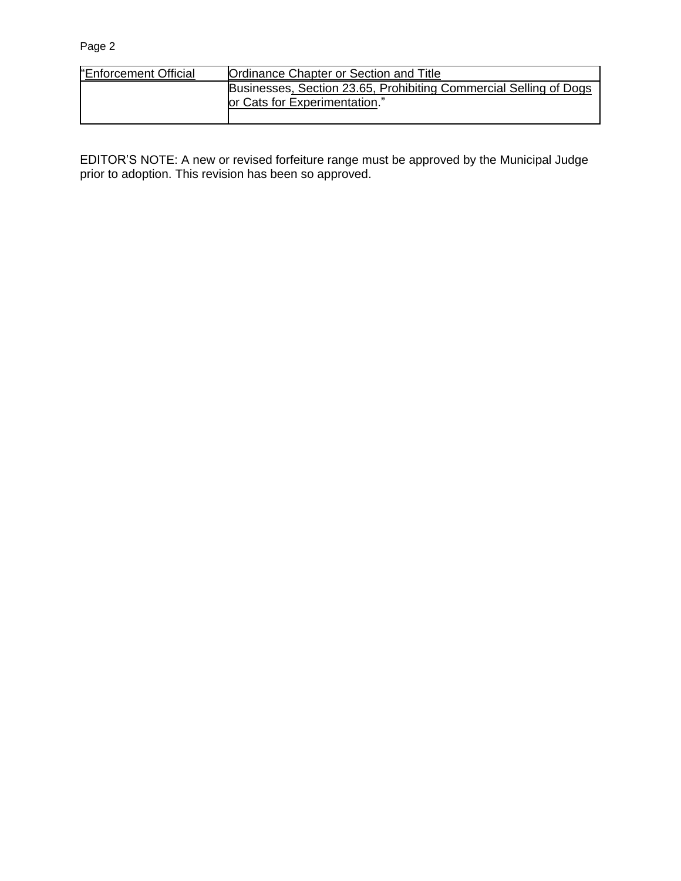| “Enforcement Official | Ordinance Chapter or Section and Title |
| --- | --- |
| | Businesses, Section 23.65, Prohibiting Commercial Selling of Dogs or Cats for Experimentation.” |

EDITOR’S NOTE: A new or revised forfeiture range must be approved by the Municipal Judge prior to adoption. This revision has been so approved.